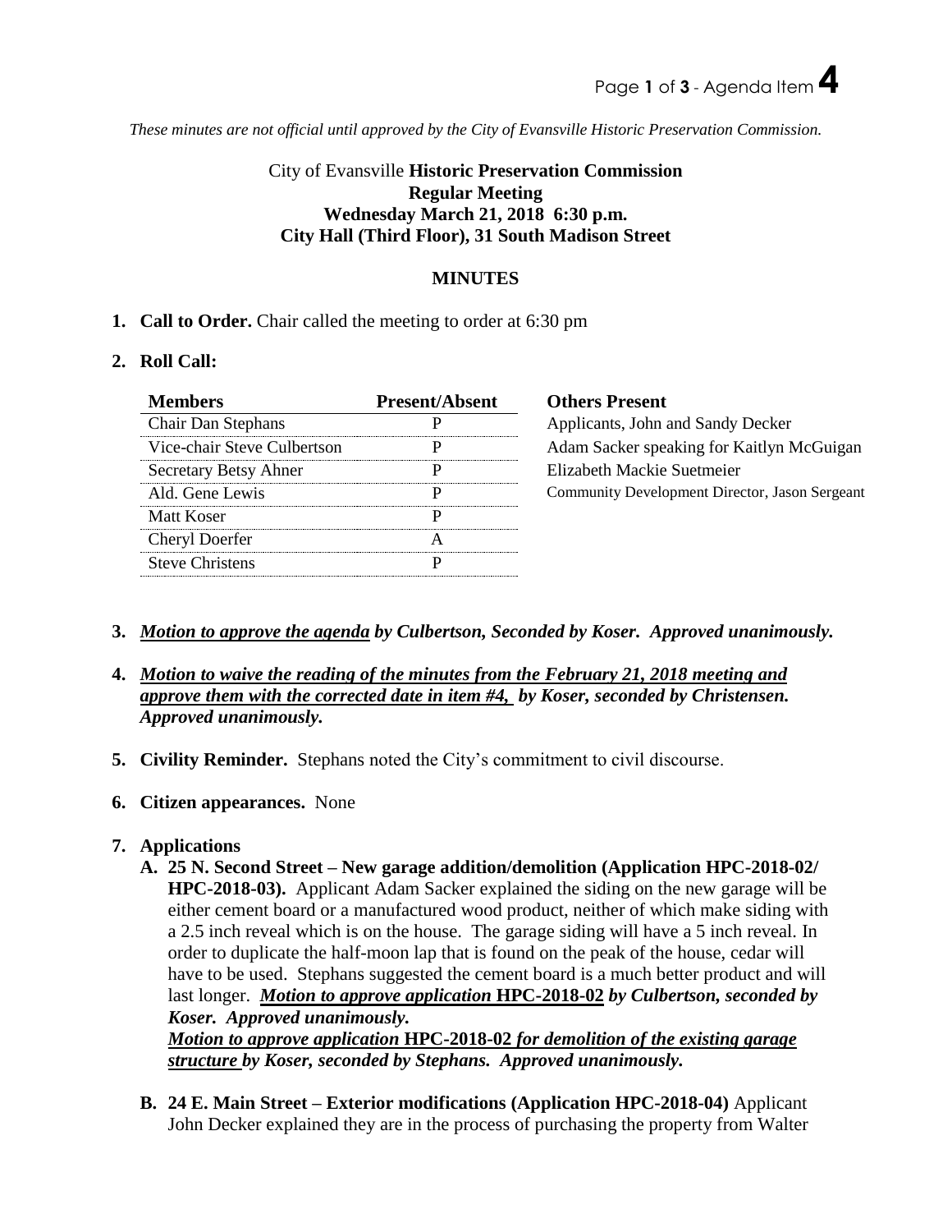*These minutes are not official until approved by the City of Evansville Historic Preservation Commission.*

City of Evansville **Historic Preservation Commission**
**Regular Meeting**
**Wednesday March 21, 2018 6:30 p.m.**
**City Hall (Third Floor), 31 South Madison Street**

## MINUTES

1. **Call to Order.** Chair called the meeting to order at 6:30 pm

2. **Roll Call:**

| Members | Present/Absent |
|---|---|
| Chair Dan Stephans | P |
| Vice-chair Steve Culbertson | P |
| Secretary Betsy Ahner | P |
| Ald. Gene Lewis | P |
| Matt Koser | P |
| Cheryl Doerfer | A |
| Steve Christens | P |

**Others Present**
Applicants, John and Sandy Decker
Adam Sacker speaking for Kaitlyn McGuigan
Elizabeth Mackie Suetmeier
Community Development Director, Jason Sergeant

3. ***Motion to approve the agenda** by Culbertson, Seconded by Koser. Approved unanimously.*

4. ***Motion to waive the reading of the minutes from the February 21, 2018 meeting and approve them with the corrected date in item #4,** by Koser, seconded by Christensen. Approved unanimously.*

5. **Civility Reminder.** Stephans noted the City's commitment to civil discourse.

6. **Citizen appearances.** None

7. **Applications**
   - **A. 25 N. Second Street – New garage addition/demolition (Application HPC-2018-02/ HPC-2018-03).** Applicant Adam Sacker explained the siding on the new garage will be either cement board or a manufactured wood product, neither of which make siding with a 2.5 inch reveal which is on the house. The garage siding will have a 5 inch reveal. In order to duplicate the half-moon lap that is found on the peak of the house, cedar will have to be used. Stephans suggested the cement board is a much better product and will last longer. ***Motion to approve application* HPC-2018-02 *by Culbertson, seconded by Koser. Approved unanimously.***
     ***Motion to approve application* HPC-2018-02 *for demolition of the existing garage structure by Koser, seconded by Stephans. Approved unanimously.***

   - **B. 24 E. Main Street – Exterior modifications (Application HPC-2018-04)** Applicant John Decker explained they are in the process of purchasing the property from Walter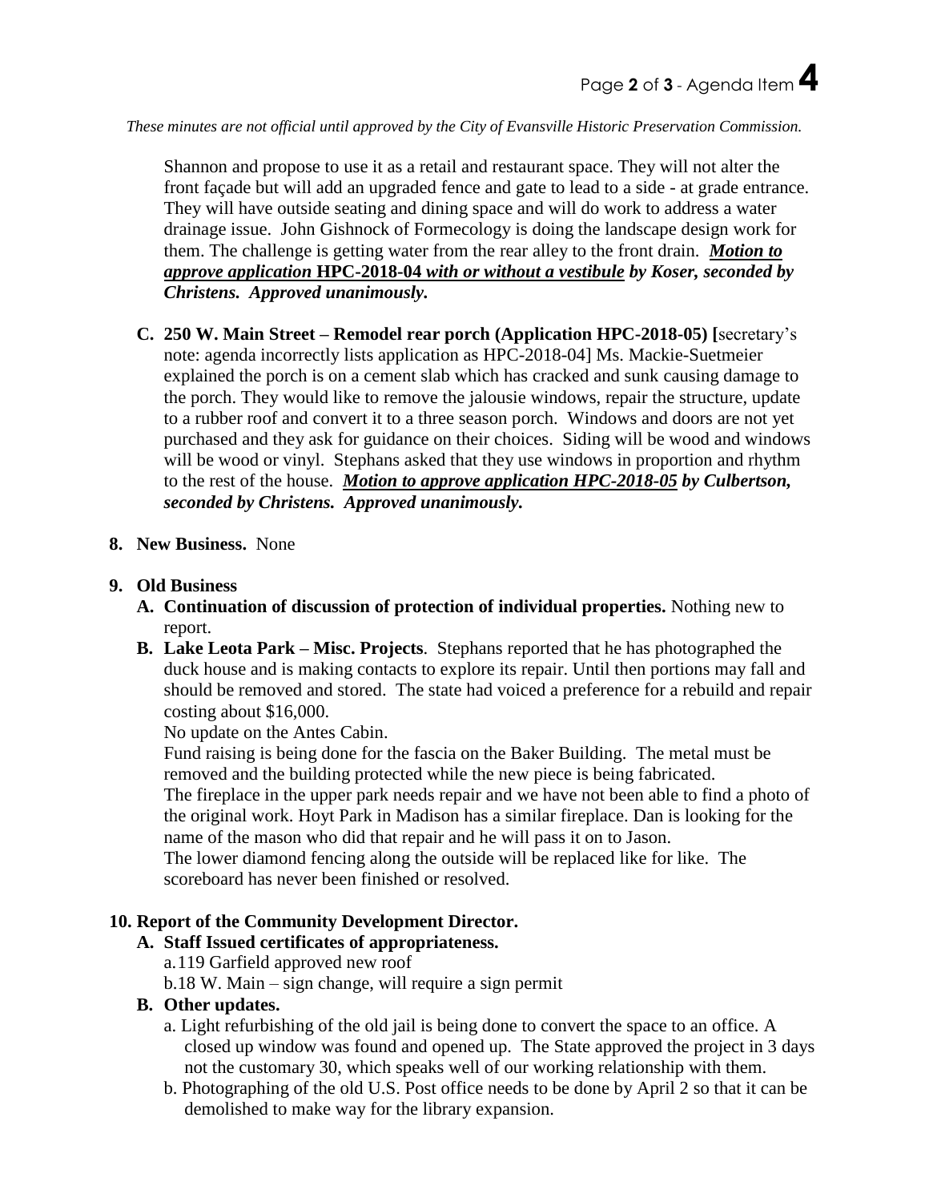*These minutes are not official until approved by the City of Evansville Historic Preservation Commission.*

Shannon and propose to use it as a retail and restaurant space. They will not alter the front façade but will add an upgraded fence and gate to lead to a side - at grade entrance. They will have outside seating and dining space and will do work to address a water drainage issue. John Gishnock of Formecology is doing the landscape design work for them. The challenge is getting water from the rear alley to the front drain. ***Motion to approve application* HPC-2018-04 *with or without a vestibule by Koser, seconded by Christens. Approved unanimously.***

**C. 250 W. Main Street – Remodel rear porch (Application HPC-2018-05) [**secretary's note: agenda incorrectly lists application as HPC-2018-04] Ms. Mackie-Suetmeier explained the porch is on a cement slab which has cracked and sunk causing damage to the porch. They would like to remove the jalousie windows, repair the structure, update to a rubber roof and convert it to a three season porch. Windows and doors are not yet purchased and they ask for guidance on their choices. Siding will be wood and windows will be wood or vinyl. Stephans asked that they use windows in proportion and rhythm to the rest of the house. ***Motion to approve application HPC-2018-05 by Culbertson, seconded by Christens. Approved unanimously.***

**8. New Business.** None

**9. Old Business**

**A. Continuation of discussion of protection of individual properties.** Nothing new to report.

**B. Lake Leota Park – Misc. Projects**. Stephans reported that he has photographed the duck house and is making contacts to explore its repair. Until then portions may fall and should be removed and stored. The state had voiced a preference for a rebuild and repair costing about $16,000.

No update on the Antes Cabin.

Fund raising is being done for the fascia on the Baker Building. The metal must be removed and the building protected while the new piece is being fabricated.

The fireplace in the upper park needs repair and we have not been able to find a photo of the original work. Hoyt Park in Madison has a similar fireplace. Dan is looking for the name of the mason who did that repair and he will pass it on to Jason.

The lower diamond fencing along the outside will be replaced like for like. The scoreboard has never been finished or resolved.

**10. Report of the Community Development Director.**

**A. Staff Issued certificates of appropriateness.**

a. 119 Garfield approved new roof

b. 18 W. Main – sign change, will require a sign permit

**B. Other updates.**

a. Light refurbishing of the old jail is being done to convert the space to an office. A closed up window was found and opened up. The State approved the project in 3 days not the customary 30, which speaks well of our working relationship with them.

b. Photographing of the old U.S. Post office needs to be done by April 2 so that it can be demolished to make way for the library expansion.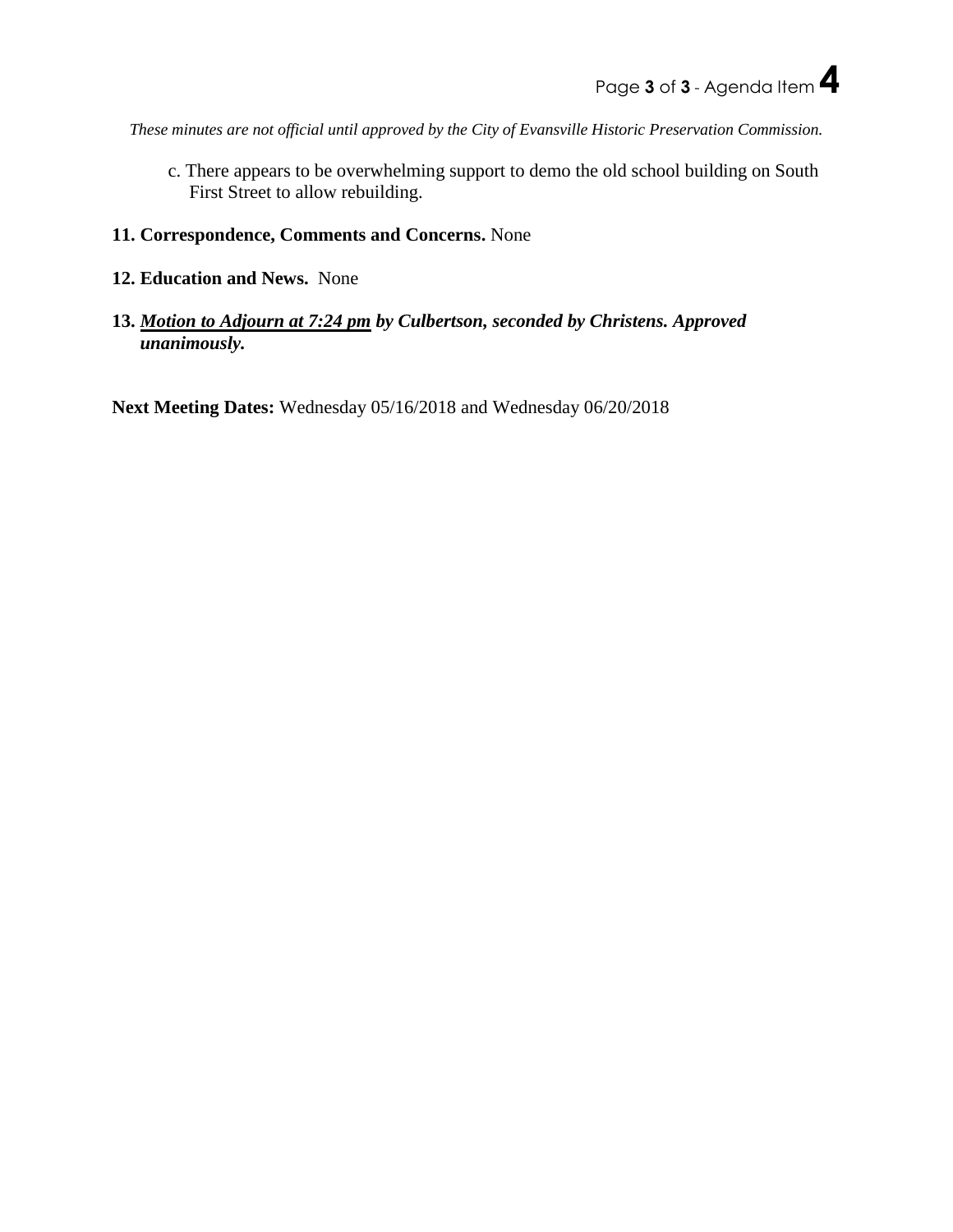*These minutes are not official until approved by the City of Evansville Historic Preservation Commission.*

c. There appears to be overwhelming support to demo the old school building on South First Street to allow rebuilding.

**11. Correspondence, Comments and Concerns.** None

**12. Education and News.** None

**13.** ***Motion to Adjourn at 7:24 pm by Culbertson, seconded by Christens. Approved unanimously.***

**Next Meeting Dates:** Wednesday 05/16/2018 and Wednesday 06/20/2018